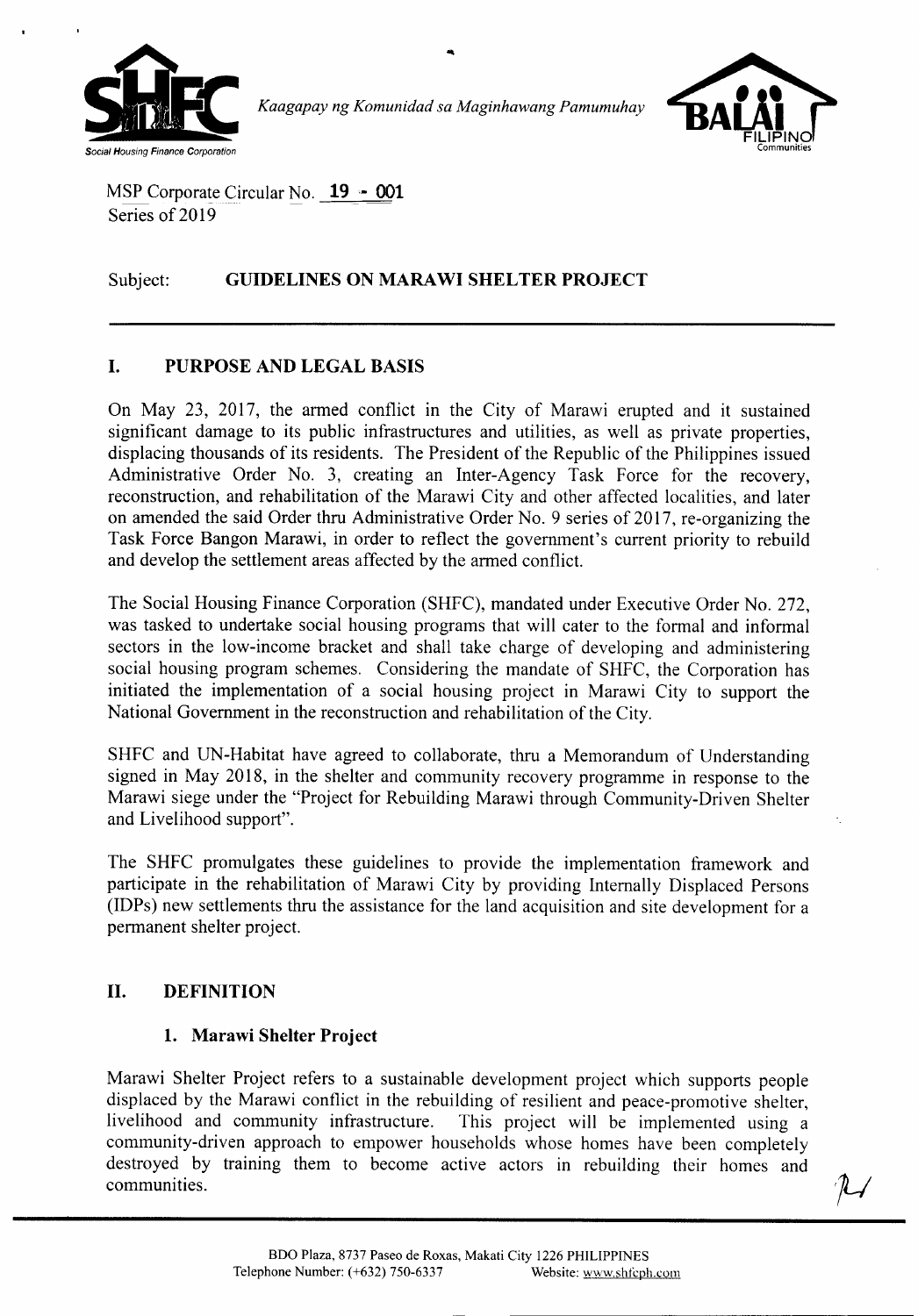*Kaagapay ng Komunidad sa Maginhawang Pamumuhay*

MSP Corporate Circular No. **19 - 001**
Series of 2019

Subject: **GUIDELINES ON MARAWI SHELTER PROJECT**

## I. PURPOSE AND LEGAL BASIS

On May 23, 2017, the armed conflict in the City of Marawi erupted and it sustained significant damage to its public infrastructures and utilities, as well as private properties, displacing thousands of its residents. The President of the Republic of the Philippines issued Administrative Order No. 3, creating an Inter-Agency Task Force for the recovery, reconstruction, and rehabilitation of the Marawi City and other affected localities, and later on amended the said Order thru Administrative Order No. 9 series of 2017, re-organizing the Task Force Bangon Marawi, in order to reflect the government's current priority to rebuild and develop the settlement areas affected by the armed conflict.

The Social Housing Finance Corporation (SHFC), mandated under Executive Order No. 272, was tasked to undertake social housing programs that will cater to the formal and informal sectors in the low-income bracket and shall take charge of developing and administering social housing program schemes. Considering the mandate of SHFC, the Corporation has initiated the implementation of a social housing project in Marawi City to support the National Government in the reconstruction and rehabilitation of the City.

SHFC and UN-Habitat have agreed to collaborate, thru a Memorandum of Understanding signed in May 2018, in the shelter and community recovery programme in response to the Marawi siege under the "Project for Rebuilding Marawi through Community-Driven Shelter and Livelihood support".

The SHFC promulgates these guidelines to provide the implementation framework and participate in the rehabilitation of Marawi City by providing Internally Displaced Persons (IDPs) new settlements thru the assistance for the land acquisition and site development for a permanent shelter project.

## II. DEFINITION

### 1. Marawi Shelter Project

Marawi Shelter Project refers to a sustainable development project which supports people displaced by the Marawi conflict in the rebuilding of resilient and peace-promotive shelter, livelihood and community infrastructure. This project will be implemented using a community-driven approach to empower households whose homes have been completely destroyed by training them to become active actors in rebuilding their homes and communities.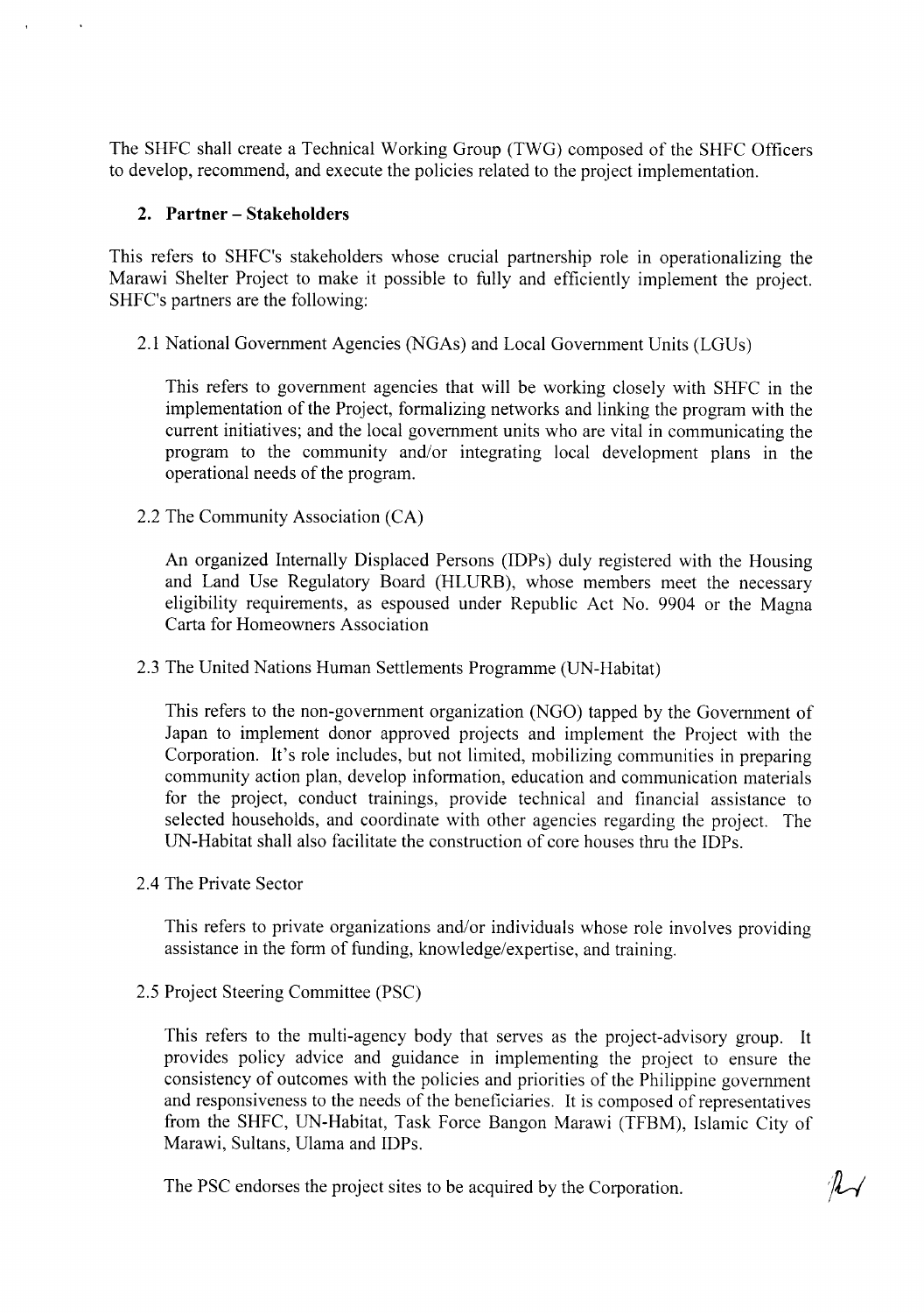The SHFC shall create a Technical Working Group (TWG) composed of the SHFC Officers to develop, recommend, and execute the policies related to the project implementation.

### 2. Partner – Stakeholders

This refers to SHFC's stakeholders whose crucial partnership role in operationalizing the Marawi Shelter Project to make it possible to fully and efficiently implement the project. SHFC's partners are the following:

2.1 National Government Agencies (NGAs) and Local Government Units (LGUs)

This refers to government agencies that will be working closely with SHFC in the implementation of the Project, formalizing networks and linking the program with the current initiatives; and the local government units who are vital in communicating the program to the community and/or integrating local development plans in the operational needs of the program.

2.2 The Community Association (CA)

An organized Internally Displaced Persons (IDPs) duly registered with the Housing and Land Use Regulatory Board (HLURB), whose members meet the necessary eligibility requirements, as espoused under Republic Act No. 9904 or the Magna Carta for Homeowners Association

2.3 The United Nations Human Settlements Programme (UN-Habitat)

This refers to the non-government organization (NGO) tapped by the Government of Japan to implement donor approved projects and implement the Project with the Corporation. It's role includes, but not limited, mobilizing communities in preparing community action plan, develop information, education and communication materials for the project, conduct trainings, provide technical and financial assistance to selected households, and coordinate with other agencies regarding the project. The UN-Habitat shall also facilitate the construction of core houses thru the IDPs.

2.4 The Private Sector

This refers to private organizations and/or individuals whose role involves providing assistance in the form of funding, knowledge/expertise, and training.

2.5 Project Steering Committee (PSC)

This refers to the multi-agency body that serves as the project-advisory group. It provides policy advice and guidance in implementing the project to ensure the consistency of outcomes with the policies and priorities of the Philippine government and responsiveness to the needs of the beneficiaries. It is composed of representatives from the SHFC, UN-Habitat, Task Force Bangon Marawi (TFBM), Islamic City of Marawi, Sultans, Ulama and IDPs.

The PSC endorses the project sites to be acquired by the Corporation.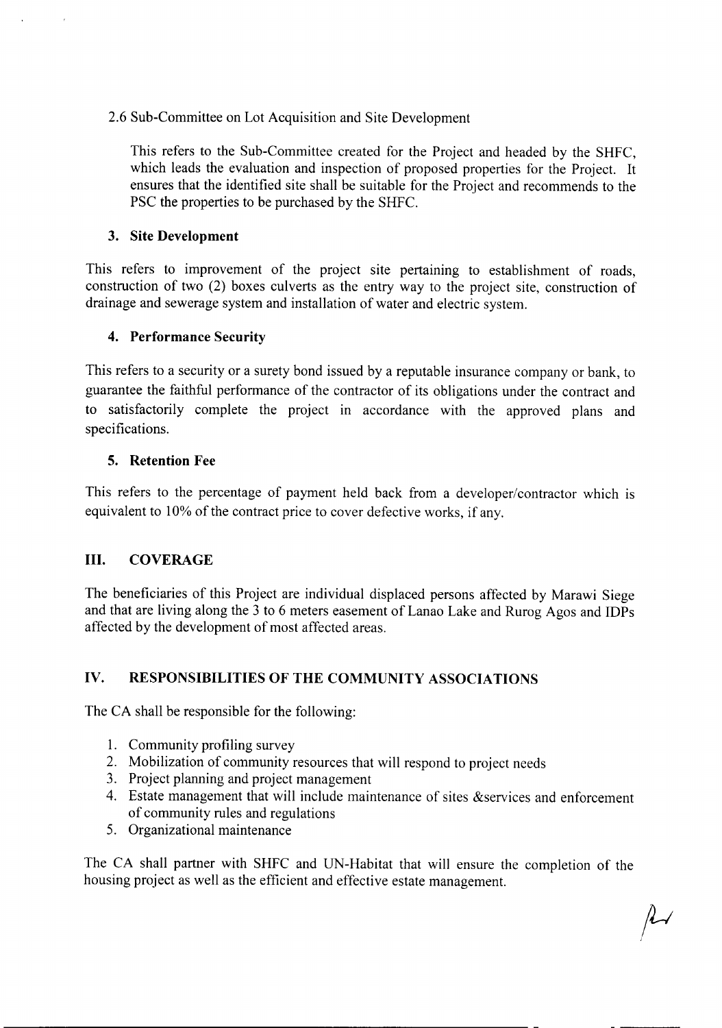2.6 Sub-Committee on Lot Acquisition and Site Development

This refers to the Sub-Committee created for the Project and headed by the SHFC, which leads the evaluation and inspection of proposed properties for the Project. It ensures that the identified site shall be suitable for the Project and recommends to the PSC the properties to be purchased by the SHFC.

**3. Site Development**

This refers to improvement of the project site pertaining to establishment of roads, construction of two (2) boxes culverts as the entry way to the project site, construction of drainage and sewerage system and installation of water and electric system.

**4. Performance Security**

This refers to a security or a surety bond issued by a reputable insurance company or bank, to guarantee the faithful performance of the contractor of its obligations under the contract and to satisfactorily complete the project in accordance with the approved plans and specifications.

**5. Retention Fee**

This refers to the percentage of payment held back from a developer/contractor which is equivalent to 10% of the contract price to cover defective works, if any.

## III. COVERAGE

The beneficiaries of this Project are individual displaced persons affected by Marawi Siege and that are living along the 3 to 6 meters easement of Lanao Lake and Rurog Agos and IDPs affected by the development of most affected areas.

## IV. RESPONSIBILITIES OF THE COMMUNITY ASSOCIATIONS

The CA shall be responsible for the following:

1. Community profiling survey
2. Mobilization of community resources that will respond to project needs
3. Project planning and project management
4. Estate management that will include maintenance of sites &services and enforcement of community rules and regulations
5. Organizational maintenance

The CA shall partner with SHFC and UN-Habitat that will ensure the completion of the housing project as well as the efficient and effective estate management.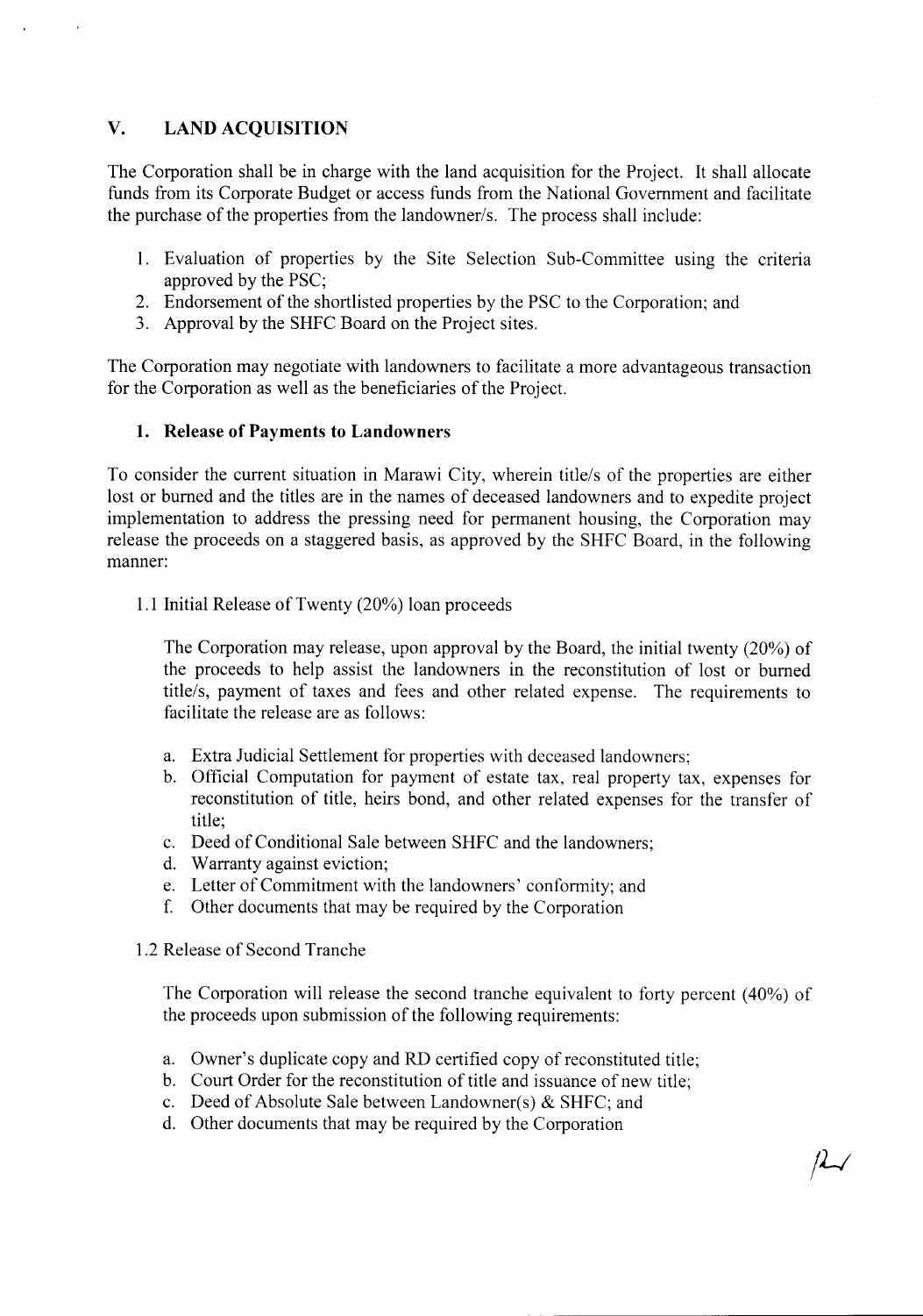## V. LAND ACQUISITION

The Corporation shall be in charge with the land acquisition for the Project. It shall allocate funds from its Corporate Budget or access funds from the National Government and facilitate the purchase of the properties from the landowner/s. The process shall include:

1. Evaluation of properties by the Site Selection Sub-Committee using the criteria approved by the PSC;
2. Endorsement of the shortlisted properties by the PSC to the Corporation; and
3. Approval by the SHFC Board on the Project sites.

The Corporation may negotiate with landowners to facilitate a more advantageous transaction for the Corporation as well as the beneficiaries of the Project.

### 1. Release of Payments to Landowners

To consider the current situation in Marawi City, wherein title/s of the properties are either lost or burned and the titles are in the names of deceased landowners and to expedite project implementation to address the pressing need for permanent housing, the Corporation may release the proceeds on a staggered basis, as approved by the SHFC Board, in the following manner:

1.1 Initial Release of Twenty (20%) loan proceeds

The Corporation may release, upon approval by the Board, the initial twenty (20%) of the proceeds to help assist the landowners in the reconstitution of lost or burned title/s, payment of taxes and fees and other related expense. The requirements to facilitate the release are as follows:

a. Extra Judicial Settlement for properties with deceased landowners;
b. Official Computation for payment of estate tax, real property tax, expenses for reconstitution of title, heirs bond, and other related expenses for the transfer of title;
c. Deed of Conditional Sale between SHFC and the landowners;
d. Warranty against eviction;
e. Letter of Commitment with the landowners' conformity; and
f. Other documents that may be required by the Corporation

1.2 Release of Second Tranche

The Corporation will release the second tranche equivalent to forty percent (40%) of the proceeds upon submission of the following requirements:

a. Owner's duplicate copy and RD certified copy of reconstituted title;
b. Court Order for the reconstitution of title and issuance of new title;
c. Deed of Absolute Sale between Landowner(s) & SHFC; and
d. Other documents that may be required by the Corporation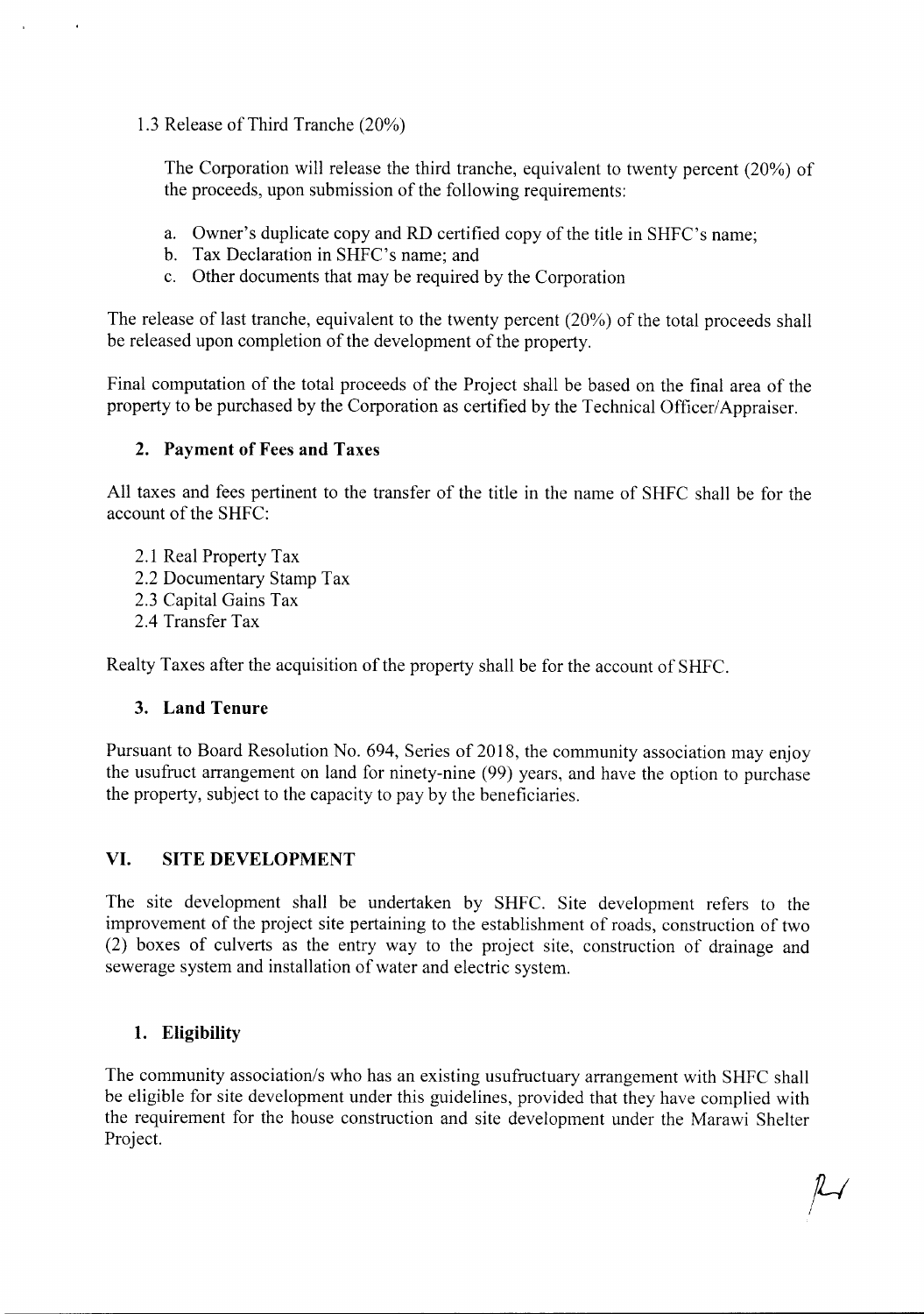1.3 Release of Third Tranche (20%)

The Corporation will release the third tranche, equivalent to twenty percent (20%) of the proceeds, upon submission of the following requirements:

a. Owner's duplicate copy and RD certified copy of the title in SHFC's name;
b. Tax Declaration in SHFC's name; and
c. Other documents that may be required by the Corporation

The release of last tranche, equivalent to the twenty percent (20%) of the total proceeds shall be released upon completion of the development of the property.

Final computation of the total proceeds of the Project shall be based on the final area of the property to be purchased by the Corporation as certified by the Technical Officer/Appraiser.

### 2. Payment of Fees and Taxes

All taxes and fees pertinent to the transfer of the title in the name of SHFC shall be for the account of the SHFC:

2.1 Real Property Tax
2.2 Documentary Stamp Tax
2.3 Capital Gains Tax
2.4 Transfer Tax

Realty Taxes after the acquisition of the property shall be for the account of SHFC.

### 3. Land Tenure

Pursuant to Board Resolution No. 694, Series of 2018, the community association may enjoy the usufruct arrangement on land for ninety-nine (99) years, and have the option to purchase the property, subject to the capacity to pay by the beneficiaries.

## VI. SITE DEVELOPMENT

The site development shall be undertaken by SHFC. Site development refers to the improvement of the project site pertaining to the establishment of roads, construction of two (2) boxes of culverts as the entry way to the project site, construction of drainage and sewerage system and installation of water and electric system.

### 1. Eligibility

The community association/s who has an existing usufructuary arrangement with SHFC shall be eligible for site development under this guidelines, provided that they have complied with the requirement for the house construction and site development under the Marawi Shelter Project.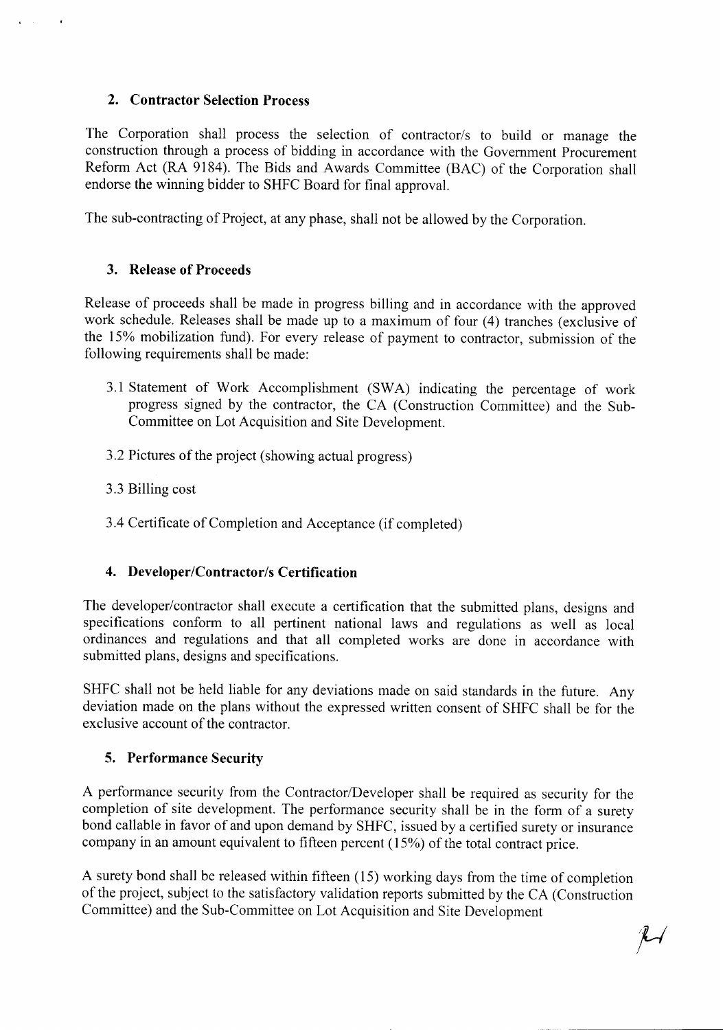### 2. Contractor Selection Process

The Corporation shall process the selection of contractor/s to build or manage the construction through a process of bidding in accordance with the Government Procurement Reform Act (RA 9184). The Bids and Awards Committee (BAC) of the Corporation shall endorse the winning bidder to SHFC Board for final approval.

The sub-contracting of Project, at any phase, shall not be allowed by the Corporation.

### 3. Release of Proceeds

Release of proceeds shall be made in progress billing and in accordance with the approved work schedule. Releases shall be made up to a maximum of four (4) tranches (exclusive of the 15% mobilization fund). For every release of payment to contractor, submission of the following requirements shall be made:

3.1 Statement of Work Accomplishment (SWA) indicating the percentage of work progress signed by the contractor, the CA (Construction Committee) and the Sub-Committee on Lot Acquisition and Site Development.

3.2 Pictures of the project (showing actual progress)

3.3 Billing cost

3.4 Certificate of Completion and Acceptance (if completed)

### 4. Developer/Contractor/s Certification

The developer/contractor shall execute a certification that the submitted plans, designs and specifications conform to all pertinent national laws and regulations as well as local ordinances and regulations and that all completed works are done in accordance with submitted plans, designs and specifications.

SHFC shall not be held liable for any deviations made on said standards in the future. Any deviation made on the plans without the expressed written consent of SHFC shall be for the exclusive account of the contractor.

### 5. Performance Security

A performance security from the Contractor/Developer shall be required as security for the completion of site development. The performance security shall be in the form of a surety bond callable in favor of and upon demand by SHFC, issued by a certified surety or insurance company in an amount equivalent to fifteen percent (15%) of the total contract price.

A surety bond shall be released within fifteen (15) working days from the time of completion of the project, subject to the satisfactory validation reports submitted by the CA (Construction Committee) and the Sub-Committee on Lot Acquisition and Site Development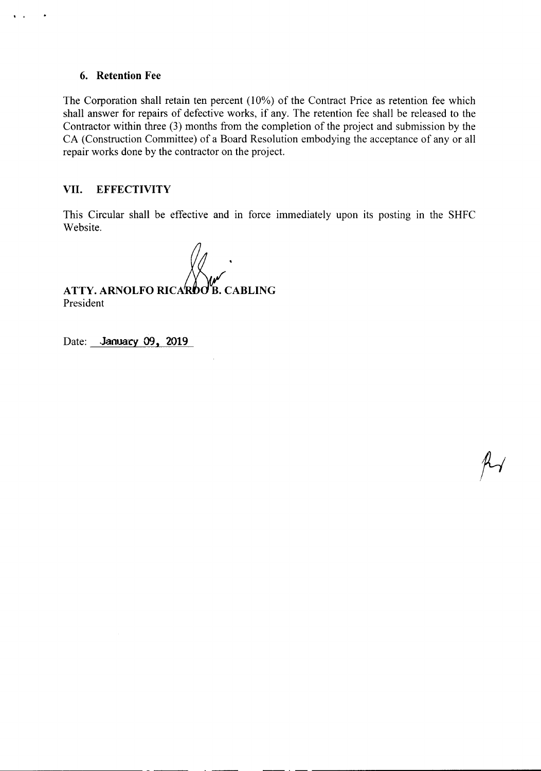### 6. Retention Fee

The Corporation shall retain ten percent (10%) of the Contract Price as retention fee which shall answer for repairs of defective works, if any. The retention fee shall be released to the Contractor within three (3) months from the completion of the project and submission by the CA (Construction Committee) of a Board Resolution embodying the acceptance of any or all repair works done by the contractor on the project.

## VII. EFFECTIVITY

This Circular shall be effective and in force immediately upon its posting in the SHFC Website.

**ATTY. ARNOLFO RICARDO B. CABLING**
President

Date: **January 09, 2019**